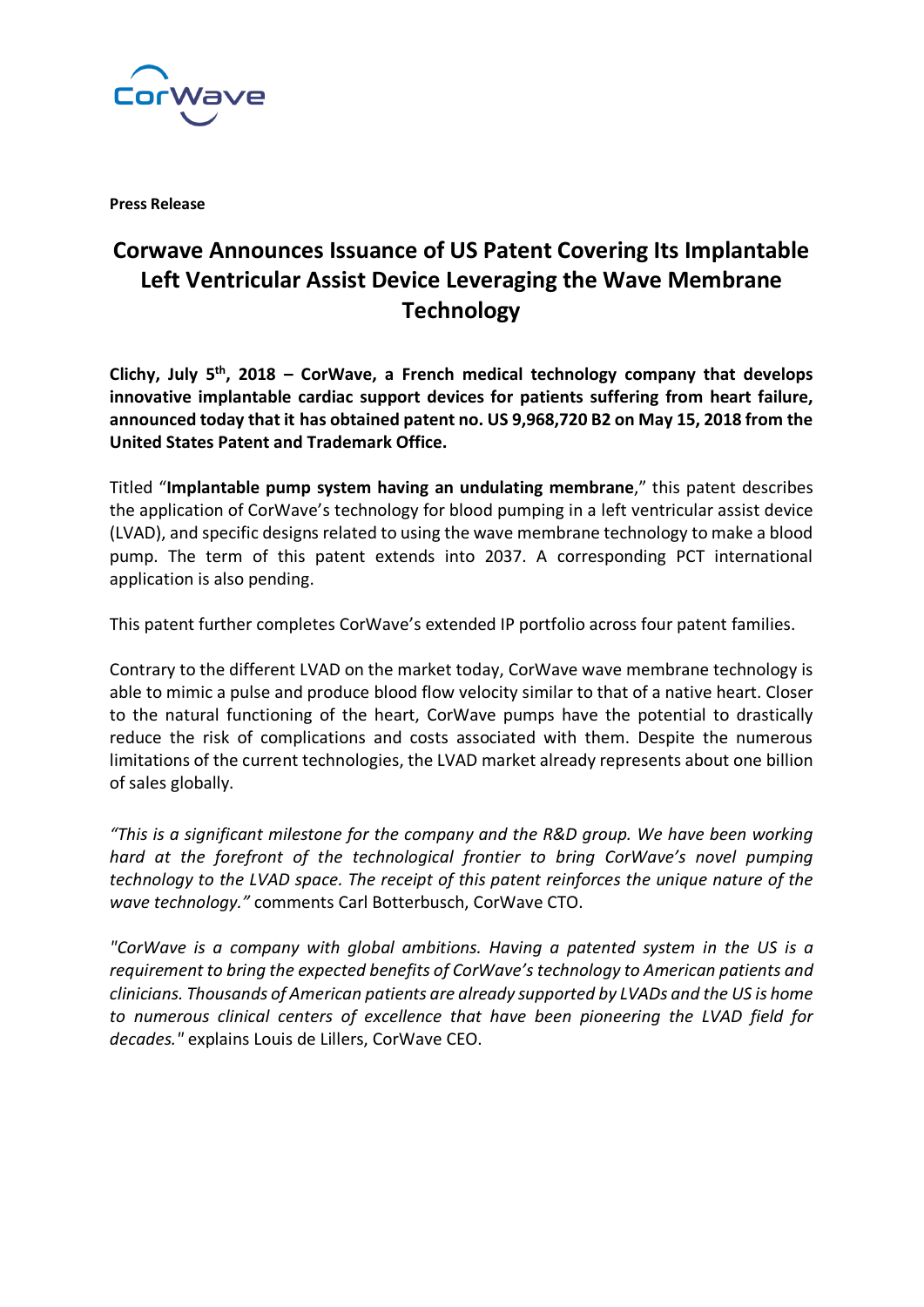**Press Release**

# Corwave Announces Issuance of US Patent Covering Its Implantable Left Ventricular Assist Device Leveraging the Wave Membrane Technology

**Clichy, July 5th, 2018 – CorWave, a French medical technology company that develops innovative implantable cardiac support devices for patients suffering from heart failure, announced today that it has obtained patent no. US 9,968,720 B2 on May 15, 2018 from the United States Patent and Trademark Office.**

Titled "**Implantable pump system having an undulating membrane**," this patent describes the application of CorWave's technology for blood pumping in a left ventricular assist device (LVAD), and specific designs related to using the wave membrane technology to make a blood pump. The term of this patent extends into 2037. A corresponding PCT international application is also pending.

This patent further completes CorWave's extended IP portfolio across four patent families.

Contrary to the different LVAD on the market today, CorWave wave membrane technology is able to mimic a pulse and produce blood flow velocity similar to that of a native heart. Closer to the natural functioning of the heart, CorWave pumps have the potential to drastically reduce the risk of complications and costs associated with them. Despite the numerous limitations of the current technologies, the LVAD market already represents about one billion of sales globally.

*"This is a significant milestone for the company and the R&D group. We have been working hard at the forefront of the technological frontier to bring CorWave's novel pumping technology to the LVAD space. The receipt of this patent reinforces the unique nature of the wave technology."* comments Carl Botterbusch, CorWave CTO.

*"CorWave is a company with global ambitions. Having a patented system in the US is a requirement to bring the expected benefits of CorWave's technology to American patients and clinicians. Thousands of American patients are already supported by LVADs and the US is home to numerous clinical centers of excellence that have been pioneering the LVAD field for decades."* explains Louis de Lillers, CorWave CEO.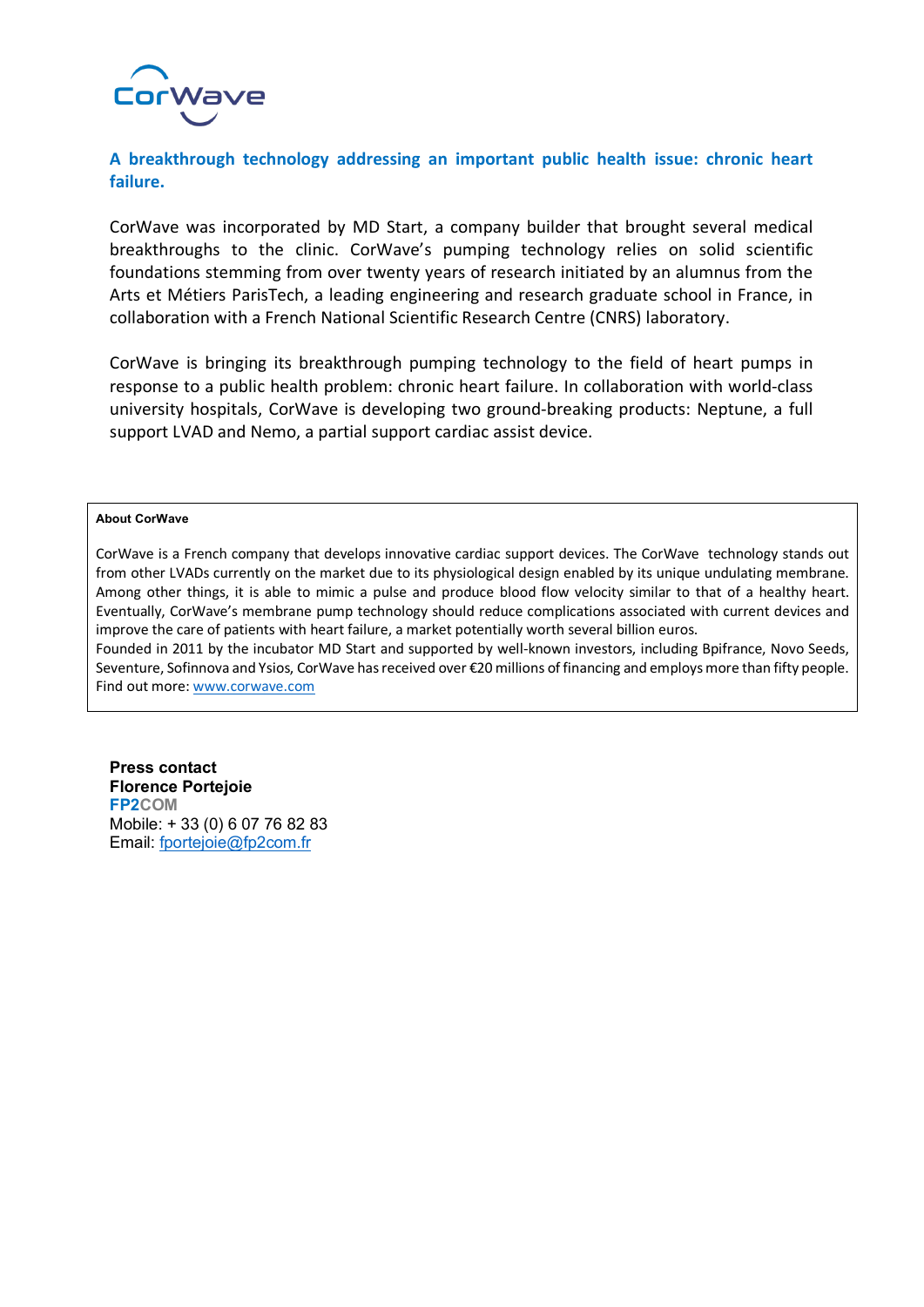**A breakthrough technology addressing an important public health issue: chronic heart failure.**

CorWave was incorporated by MD Start, a company builder that brought several medical breakthroughs to the clinic. CorWave's pumping technology relies on solid scientific foundations stemming from over twenty years of research initiated by an alumnus from the Arts et Métiers ParisTech, a leading engineering and research graduate school in France, in collaboration with a French National Scientific Research Centre (CNRS) laboratory.

CorWave is bringing its breakthrough pumping technology to the field of heart pumps in response to a public health problem: chronic heart failure. In collaboration with world-class university hospitals, CorWave is developing two ground-breaking products: Neptune, a full support LVAD and Nemo, a partial support cardiac assist device.

**About CorWave**

CorWave is a French company that develops innovative cardiac support devices. The CorWave technology stands out from other LVADs currently on the market due to its physiological design enabled by its unique undulating membrane. Among other things, it is able to mimic a pulse and produce blood flow velocity similar to that of a healthy heart. Eventually, CorWave's membrane pump technology should reduce complications associated with current devices and improve the care of patients with heart failure, a market potentially worth several billion euros.
Founded in 2011 by the incubator MD Start and supported by well-known investors, including Bpifrance, Novo Seeds, Seventure, Sofinnova and Ysios, CorWave has received over €20 millions of financing and employs more than fifty people.
Find out more: www.corwave.com

**Press contact**
**Florence Portejoie**
**FP2COM**
Mobile: + 33 (0) 6 07 76 82 83
Email: fportejoie@fp2com.fr